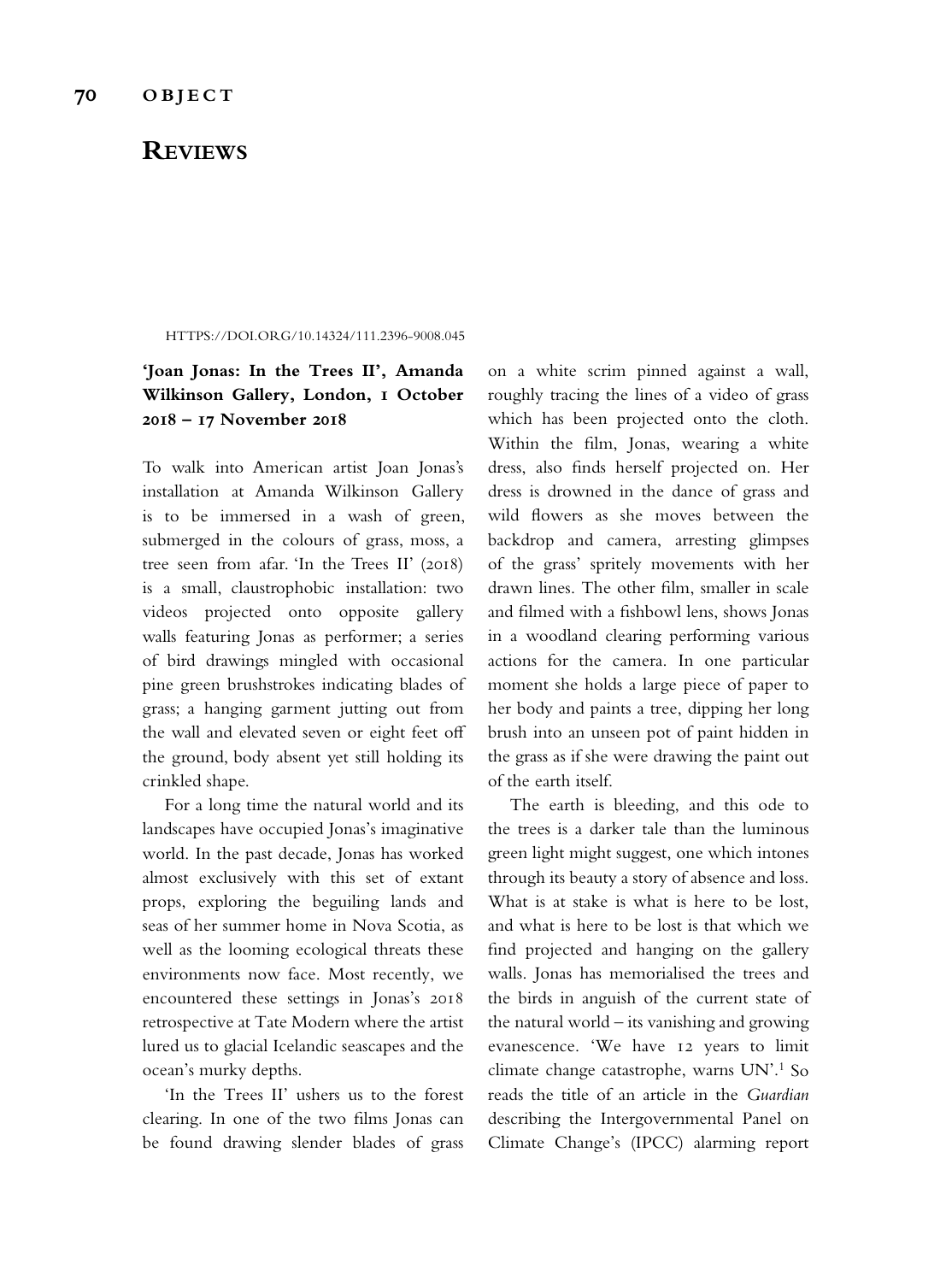## Reviews

HTTPS://DOI.ORG/10.14324/111.2396-9008.045

### 'Joan Jonas: In the Trees II', Amanda Wilkinson Gallery, London, 1 October 2018 – 17 November 2018

To walk into American artist Joan Jonas's installation at Amanda Wilkinson Gallery is to be immersed in a wash of green, submerged in the colours of grass, moss, a tree seen from afar. 'In the Trees II' (2018) is a small, claustrophobic installation: two videos projected onto opposite gallery walls featuring Jonas as performer; a series of bird drawings mingled with occasional pine green brushstrokes indicating blades of grass; a hanging garment jutting out from the wall and elevated seven or eight feet off the ground, body absent yet still holding its crinkled shape.

For a long time the natural world and its landscapes have occupied Jonas's imaginative world. In the past decade, Jonas has worked almost exclusively with this set of extant props, exploring the beguiling lands and seas of her summer home in Nova Scotia, as well as the looming ecological threats these environments now face. Most recently, we encountered these settings in Jonas's 2018 retrospective at Tate Modern where the artist lured us to glacial Icelandic seascapes and the ocean's murky depths.

'In the Trees II' ushers us to the forest clearing. In one of the two films Jonas can be found drawing slender blades of grass on a white scrim pinned against a wall, roughly tracing the lines of a video of grass which has been projected onto the cloth. Within the film, Jonas, wearing a white dress, also finds herself projected on. Her dress is drowned in the dance of grass and wild flowers as she moves between the backdrop and camera, arresting glimpses of the grass' spritely movements with her drawn lines. The other film, smaller in scale and filmed with a fishbowl lens, shows Jonas in a woodland clearing performing various actions for the camera. In one particular moment she holds a large piece of paper to her body and paints a tree, dipping her long brush into an unseen pot of paint hidden in the grass as if she were drawing the paint out of the earth itself.

The earth is bleeding, and this ode to the trees is a darker tale than the luminous green light might suggest, one which intones through its beauty a story of absence and loss. What is at stake is what is here to be lost, and what is here to be lost is that which we find projected and hanging on the gallery walls. Jonas has memorialised the trees and the birds in anguish of the current state of the natural world – its vanishing and growing evanescence. 'We have 12 years to limit climate change catastrophe, warns UN'.[1] So reads the title of an article in the *Guardian* describing the Intergovernmental Panel on Climate Change's (IPCC) alarming report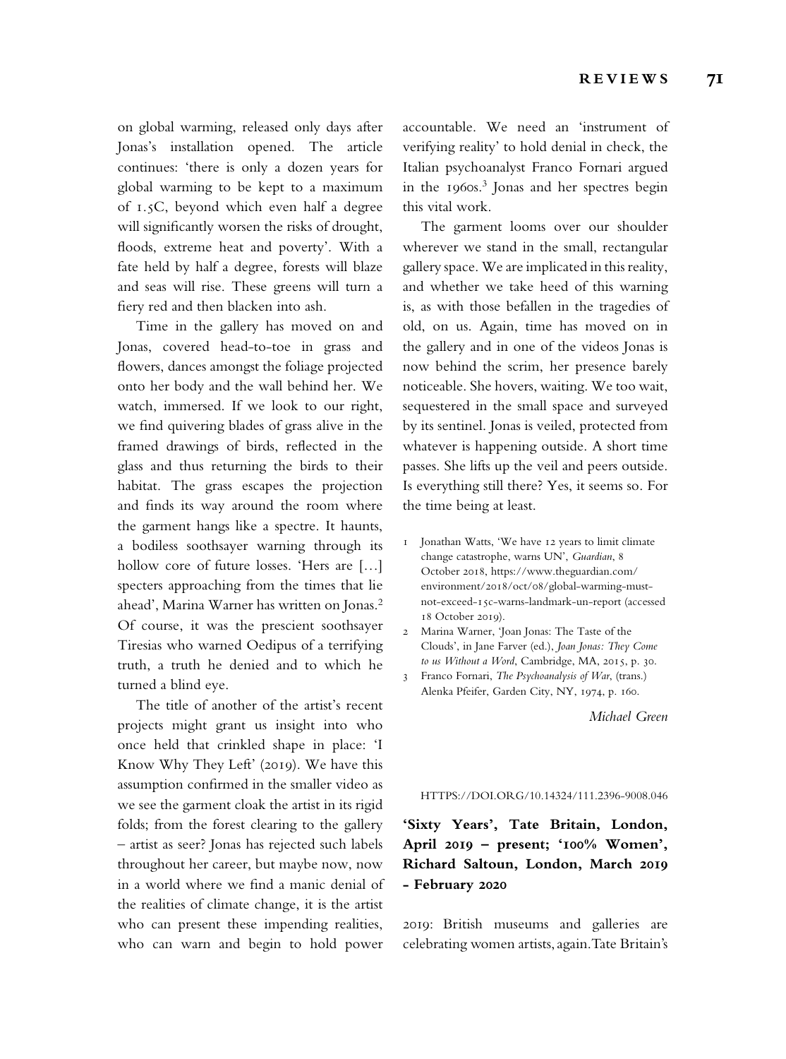on global warming, released only days after Jonas's installation opened. The article continues: 'there is only a dozen years for global warming to be kept to a maximum of 1.5C, beyond which even half a degree will significantly worsen the risks of drought, floods, extreme heat and poverty'. With a fate held by half a degree, forests will blaze and seas will rise. These greens will turn a fiery red and then blacken into ash.

Time in the gallery has moved on and Jonas, covered head-to-toe in grass and flowers, dances amongst the foliage projected onto her body and the wall behind her. We watch, immersed. If we look to our right, we find quivering blades of grass alive in the framed drawings of birds, reflected in the glass and thus returning the birds to their habitat. The grass escapes the projection and finds its way around the room where the garment hangs like a spectre. It haunts, a bodiless soothsayer warning through its hollow core of future losses. 'Hers are […] specters approaching from the times that lie ahead', Marina Warner has written on Jonas.[2] Of course, it was the prescient soothsayer Tiresias who warned Oedipus of a terrifying truth, a truth he denied and to which he turned a blind eye.

The title of another of the artist's recent projects might grant us insight into who once held that crinkled shape in place: 'I Know Why They Left' (2019). We have this assumption confirmed in the smaller video as we see the garment cloak the artist in its rigid folds; from the forest clearing to the gallery – artist as seer? Jonas has rejected such labels throughout her career, but maybe now, now in a world where we find a manic denial of the realities of climate change, it is the artist who can present these impending realities, who can warn and begin to hold power accountable. We need an 'instrument of verifying reality' to hold denial in check, the Italian psychoanalyst Franco Fornari argued in the 1960s.[3] Jonas and her spectres begin this vital work.

The garment looms over our shoulder wherever we stand in the small, rectangular gallery space. We are implicated in this reality, and whether we take heed of this warning is, as with those befallen in the tragedies of old, on us. Again, time has moved on in the gallery and in one of the videos Jonas is now behind the scrim, her presence barely noticeable. She hovers, waiting. We too wait, sequestered in the small space and surveyed by its sentinel. Jonas is veiled, protected from whatever is happening outside. A short time passes. She lifts up the veil and peers outside. Is everything still there? Yes, it seems so. For the time being at least.

1. Jonathan Watts, 'We have 12 years to limit climate change catastrophe, warns UN', *Guardian*, 8 October 2018, https://www.theguardian.com/environment/2018/oct/08/global-warming-must-not-exceed-15c-warns-landmark-un-report (accessed 18 October 2019).
2. Marina Warner, 'Joan Jonas: The Taste of the Clouds', in Jane Farver (ed.), *Joan Jonas: They Come to us Without a Word*, Cambridge, MA, 2015, p. 30.
3. Franco Fornari, *The Psychoanalysis of War*, (trans.) Alenka Pfeifer, Garden City, NY, 1974, p. 160.

*Michael Green*

HTTPS://DOI.ORG/10.14324/111.2396-9008.046

## 'Sixty Years', Tate Britain, London, April 2019 – present; '100% Women', Richard Saltoun, London, March 2019 - February 2020

2019: British museums and galleries are celebrating women artists, again. Tate Britain's